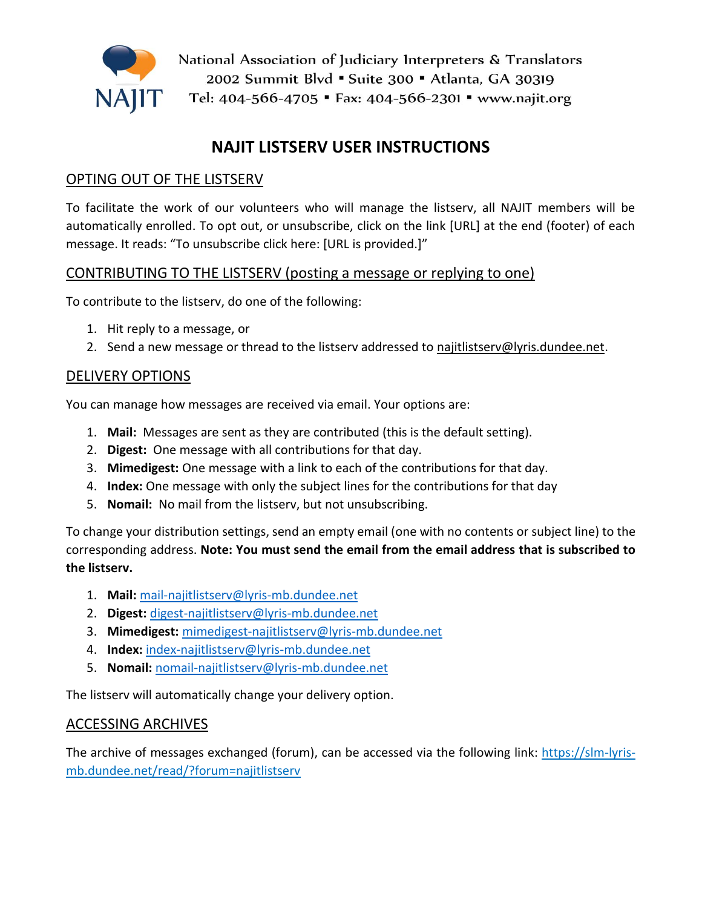National Association of Judiciary Interpreters & Translators
2002 Summit Blvd ▪ Suite 300 ▪ Atlanta, GA 30319
Tel: 404-566-4705 ▪ Fax: 404-566-2301 ▪ www.najit.org

# NAJIT LISTSERV USER INSTRUCTIONS

## OPTING OUT OF THE LISTSERV

To facilitate the work of our volunteers who will manage the listserv, all NAJIT members will be automatically enrolled. To opt out, or unsubscribe, click on the link [URL] at the end (footer) of each message. It reads: "To unsubscribe click here: [URL is provided.]"

## CONTRIBUTING TO THE LISTSERV (posting a message or replying to one)

To contribute to the listserv, do one of the following:

1. Hit reply to a message, or
2. Send a new message or thread to the listserv addressed to najitlistserv@lyris.dundee.net.

## DELIVERY OPTIONS

You can manage how messages are received via email. Your options are:

1. **Mail:** Messages are sent as they are contributed (this is the default setting).
2. **Digest:** One message with all contributions for that day.
3. **Mimedigest:** One message with a link to each of the contributions for that day.
4. **Index:** One message with only the subject lines for the contributions for that day
5. **Nomail:** No mail from the listserv, but not unsubscribing.

To change your distribution settings, send an empty email (one with no contents or subject line) to the corresponding address. **Note: You must send the email from the email address that is subscribed to the listserv.**

1. **Mail:** mail-najitlistserv@lyris-mb.dundee.net
2. **Digest:** digest-najitlistserv@lyris-mb.dundee.net
3. **Mimedigest:** mimedigest-najitlistserv@lyris-mb.dundee.net
4. **Index:** index-najitlistserv@lyris-mb.dundee.net
5. **Nomail:** nomail-najitlistserv@lyris-mb.dundee.net

The listserv will automatically change your delivery option.

## ACCESSING ARCHIVES

The archive of messages exchanged (forum), can be accessed via the following link: https://slm-lyris-mb.dundee.net/read/?forum=najitlistserv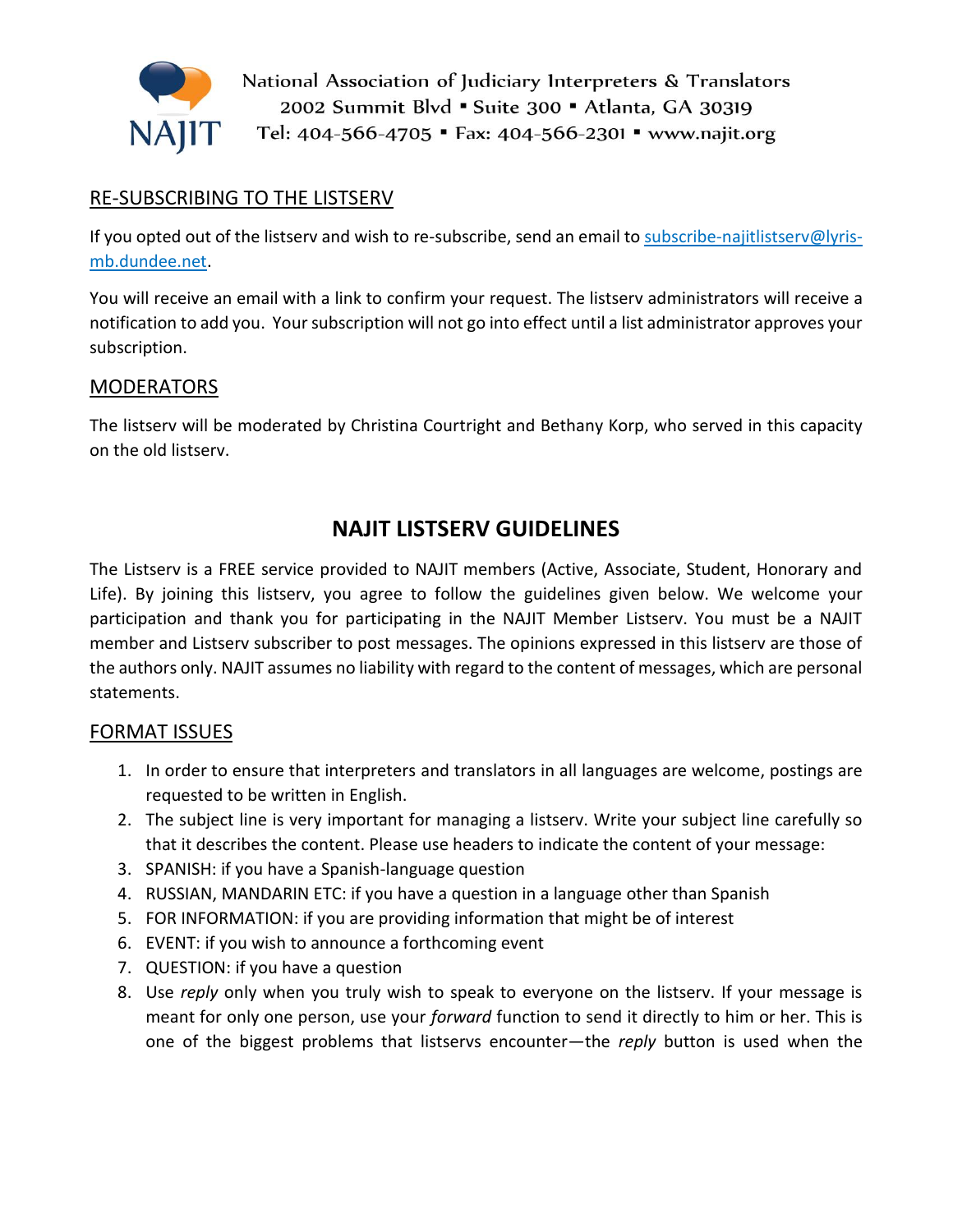National Association of Judiciary Interpreters & Translators
2002 Summit Blvd ▪ Suite 300 ▪ Atlanta, GA 30319
Tel: 404-566-4705 ▪ Fax: 404-566-2301 ▪ www.najit.org

## RE-SUBSCRIBING TO THE LISTSERV

If you opted out of the listserv and wish to re-subscribe, send an email to subscribe-najitlistserv@lyris-mb.dundee.net.

You will receive an email with a link to confirm your request. The listserv administrators will receive a notification to add you. Your subscription will not go into effect until a list administrator approves your subscription.

## MODERATORS

The listserv will be moderated by Christina Courtright and Bethany Korp, who served in this capacity on the old listserv.

# NAJIT LISTSERV GUIDELINES

The Listserv is a FREE service provided to NAJIT members (Active, Associate, Student, Honorary and Life). By joining this listserv, you agree to follow the guidelines given below. We welcome your participation and thank you for participating in the NAJIT Member Listserv. You must be a NAJIT member and Listserv subscriber to post messages. The opinions expressed in this listserv are those of the authors only. NAJIT assumes no liability with regard to the content of messages, which are personal statements.

## FORMAT ISSUES

1. In order to ensure that interpreters and translators in all languages are welcome, postings are requested to be written in English.
2. The subject line is very important for managing a listserv. Write your subject line carefully so that it describes the content. Please use headers to indicate the content of your message:
3. SPANISH: if you have a Spanish-language question
4. RUSSIAN, MANDARIN ETC: if you have a question in a language other than Spanish
5. FOR INFORMATION: if you are providing information that might be of interest
6. EVENT: if you wish to announce a forthcoming event
7. QUESTION: if you have a question
8. Use *reply* only when you truly wish to speak to everyone on the listserv. If your message is meant for only one person, use your *forward* function to send it directly to him or her. This is one of the biggest problems that listservs encounter—the *reply* button is used when the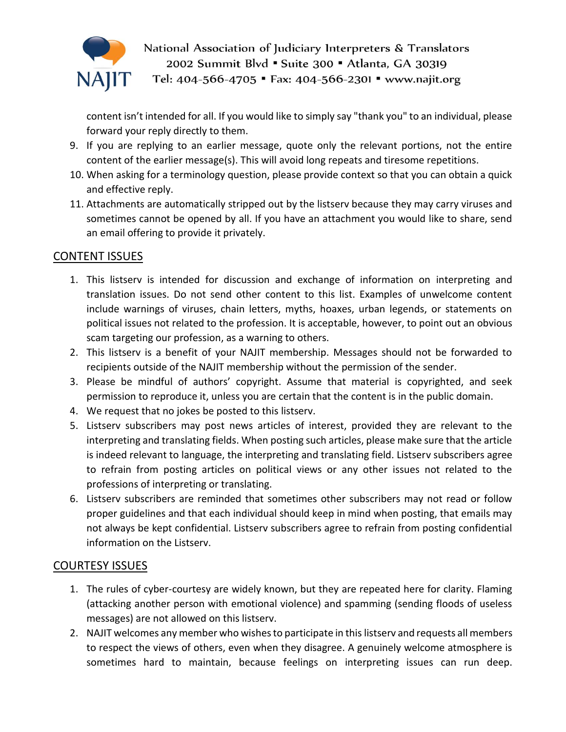content isn't intended for all. If you would like to simply say "thank you" to an individual, please forward your reply directly to them.

9. If you are replying to an earlier message, quote only the relevant portions, not the entire content of the earlier message(s). This will avoid long repeats and tiresome repetitions.
10. When asking for a terminology question, please provide context so that you can obtain a quick and effective reply.
11. Attachments are automatically stripped out by the listserv because they may carry viruses and sometimes cannot be opened by all. If you have an attachment you would like to share, send an email offering to provide it privately.

## CONTENT ISSUES

1. This listserv is intended for discussion and exchange of information on interpreting and translation issues. Do not send other content to this list. Examples of unwelcome content include warnings of viruses, chain letters, myths, hoaxes, urban legends, or statements on political issues not related to the profession. It is acceptable, however, to point out an obvious scam targeting our profession, as a warning to others.
2. This listserv is a benefit of your NAJIT membership. Messages should not be forwarded to recipients outside of the NAJIT membership without the permission of the sender.
3. Please be mindful of authors' copyright. Assume that material is copyrighted, and seek permission to reproduce it, unless you are certain that the content is in the public domain.
4. We request that no jokes be posted to this listserv.
5. Listserv subscribers may post news articles of interest, provided they are relevant to the interpreting and translating fields. When posting such articles, please make sure that the article is indeed relevant to language, the interpreting and translating field. Listserv subscribers agree to refrain from posting articles on political views or any other issues not related to the professions of interpreting or translating.
6. Listserv subscribers are reminded that sometimes other subscribers may not read or follow proper guidelines and that each individual should keep in mind when posting, that emails may not always be kept confidential. Listserv subscribers agree to refrain from posting confidential information on the Listserv.

## COURTESY ISSUES

1. The rules of cyber-courtesy are widely known, but they are repeated here for clarity. Flaming (attacking another person with emotional violence) and spamming (sending floods of useless messages) are not allowed on this listserv.
2. NAJIT welcomes any member who wishes to participate in this listserv and requests all members to respect the views of others, even when they disagree. A genuinely welcome atmosphere is sometimes hard to maintain, because feelings on interpreting issues can run deep.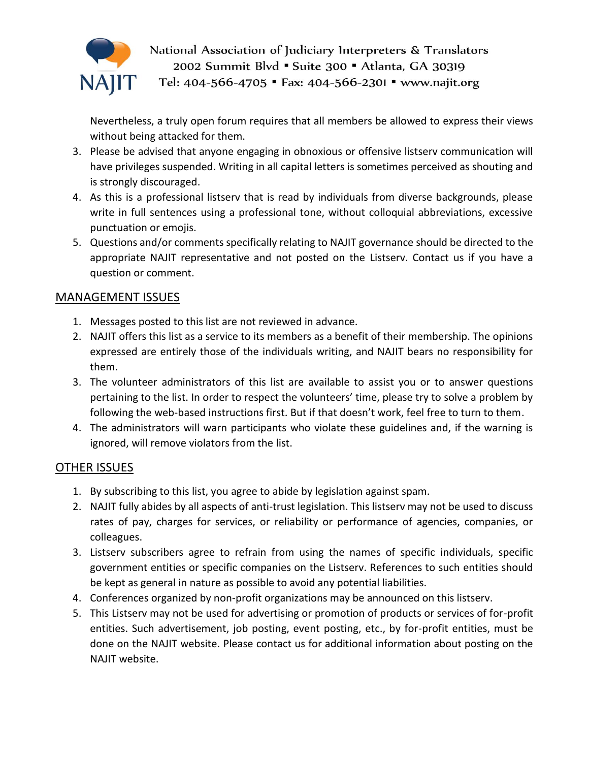Nevertheless, a truly open forum requires that all members be allowed to express their views without being attacked for them.

3. Please be advised that anyone engaging in obnoxious or offensive listserv communication will have privileges suspended. Writing in all capital letters is sometimes perceived as shouting and is strongly discouraged.
4. As this is a professional listserv that is read by individuals from diverse backgrounds, please write in full sentences using a professional tone, without colloquial abbreviations, excessive punctuation or emojis.
5. Questions and/or comments specifically relating to NAJIT governance should be directed to the appropriate NAJIT representative and not posted on the Listserv. Contact us if you have a question or comment.

## MANAGEMENT ISSUES

1. Messages posted to this list are not reviewed in advance.
2. NAJIT offers this list as a service to its members as a benefit of their membership. The opinions expressed are entirely those of the individuals writing, and NAJIT bears no responsibility for them.
3. The volunteer administrators of this list are available to assist you or to answer questions pertaining to the list. In order to respect the volunteers' time, please try to solve a problem by following the web-based instructions first. But if that doesn't work, feel free to turn to them.
4. The administrators will warn participants who violate these guidelines and, if the warning is ignored, will remove violators from the list.

## OTHER ISSUES

1. By subscribing to this list, you agree to abide by legislation against spam.
2. NAJIT fully abides by all aspects of anti-trust legislation. This listserv may not be used to discuss rates of pay, charges for services, or reliability or performance of agencies, companies, or colleagues.
3. Listserv subscribers agree to refrain from using the names of specific individuals, specific government entities or specific companies on the Listserv. References to such entities should be kept as general in nature as possible to avoid any potential liabilities.
4. Conferences organized by non-profit organizations may be announced on this listserv.
5. This Listserv may not be used for advertising or promotion of products or services of for-profit entities. Such advertisement, job posting, event posting, etc., by for-profit entities, must be done on the NAJIT website. Please contact us for additional information about posting on the NAJIT website.